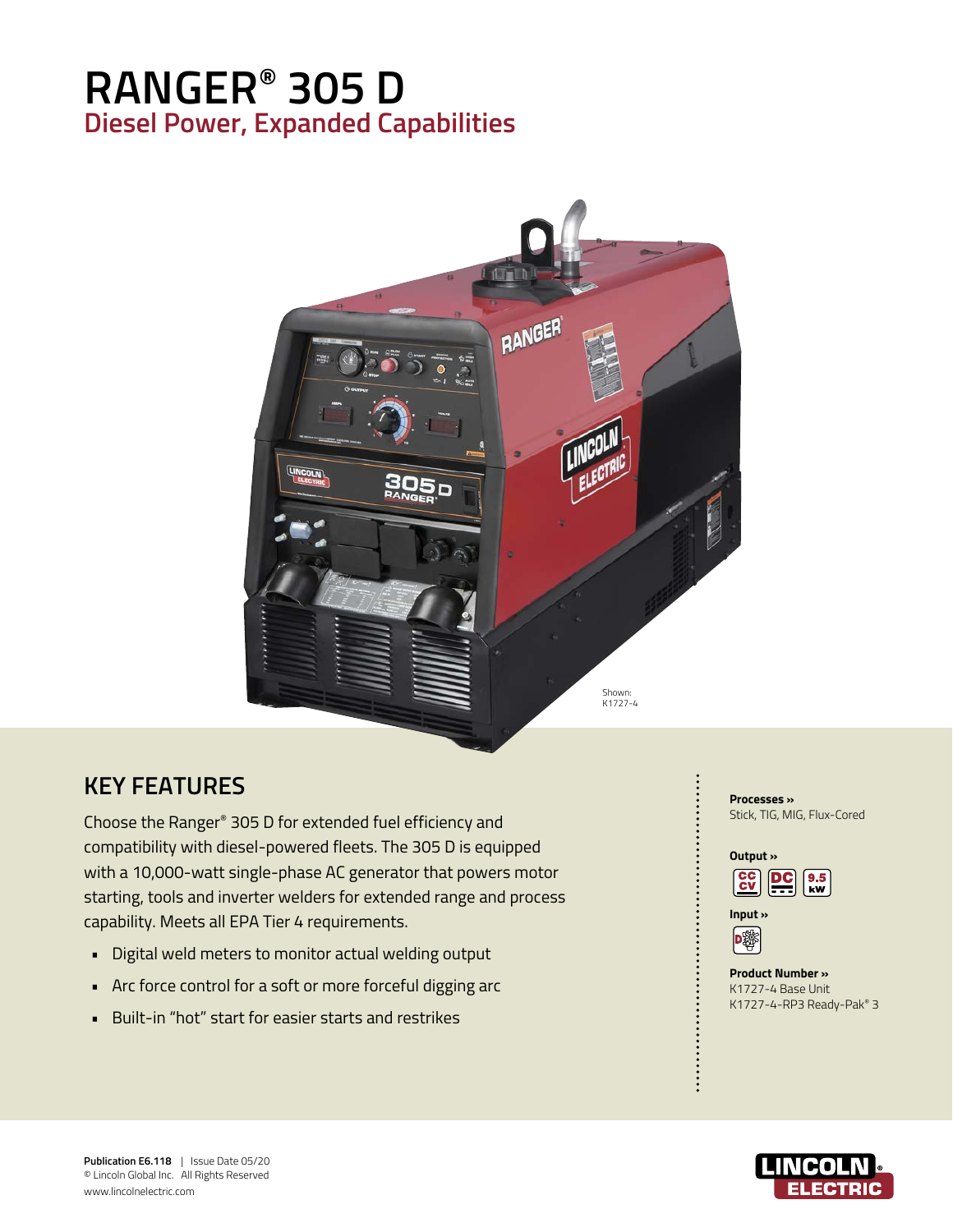# RANGER® 305 D

## Diesel Power, Expanded Capabilities

Shown: K1727-4

## KEY FEATURES

Choose the Ranger® 305 D for extended fuel efficiency and compatibility with diesel-powered fleets. The 305 D is equipped with a 10,000-watt single-phase AC generator that powers motor starting, tools and inverter welders for extended range and process capability. Meets all EPA Tier 4 requirements.

- Digital weld meters to monitor actual welding output
- Arc force control for a soft or more forceful digging arc
- Built-in "hot" start for easier starts and restrikes

**Processes »**
Stick, TIG, MIG, Flux-Cored

**Output »**
CC CV | DC | 9.5 kW

**Input »**
D

**Product Number »**
K1727-4 Base Unit
K1727-4-RP3 Ready-Pak® 3

**Publication E6.118** | Issue Date 05/20
© Lincoln Global Inc. All Rights Reserved
www.lincolnelectric.com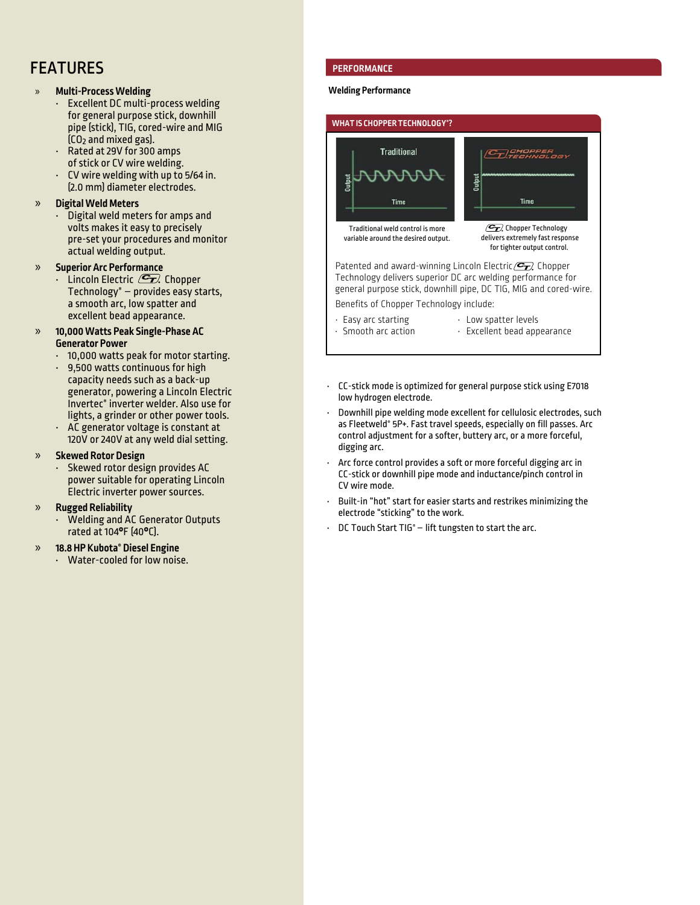# FEATURES

» **Multi-Process Welding**
- Excellent DC multi-process welding for general purpose stick, downhill pipe (stick), TIG, cored-wire and MIG ($CO_2$ and mixed gas).
- Rated at 29V for 300 amps of stick or CV wire welding.
- CV wire welding with up to 5/64 in. (2.0 mm) diameter electrodes.

» **Digital Weld Meters**
- Digital weld meters for amps and volts makes it easy to precisely pre-set your procedures and monitor actual welding output.

» **Superior Arc Performance**
- Lincoln Electric CT Chopper Technology® – provides easy starts, a smooth arc, low spatter and excellent bead appearance.

» **10,000 Watts Peak Single-Phase AC Generator Power**
- 10,000 watts peak for motor starting.
- 9,500 watts continuous for high capacity needs such as a back-up generator, powering a Lincoln Electric Invertec® inverter welder. Also use for lights, a grinder or other power tools.
- AC generator voltage is constant at 120V or 240V at any weld dial setting.

» **Skewed Rotor Design**
- Skewed rotor design provides AC power suitable for operating Lincoln Electric inverter power sources.

» **Rugged Reliability**
- Welding and AC Generator Outputs rated at 104°F (40°C).

» **18.8 HP Kubota® Diesel Engine**
- Water-cooled for low noise.

## PERFORMANCE

**Welding Performance**

### WHAT IS CHOPPER TECHNOLOGY®?

Traditional weld control is more variable around the desired output.

CT Chopper Technology delivers extremely fast response for tighter output control.

Patented and award-winning Lincoln Electric CT Chopper Technology delivers superior DC arc welding performance for general purpose stick, downhill pipe, DC TIG, MIG and cored-wire.

Benefits of Chopper Technology include:

- Easy arc starting
- Smooth arc action
- Low spatter levels
- Excellent bead appearance

- CC-stick mode is optimized for general purpose stick using E7018 low hydrogen electrode.
- Downhill pipe welding mode excellent for cellulosic electrodes, such as Fleetweld® 5P+. Fast travel speeds, especially on fill passes. Arc control adjustment for a softer, buttery arc, or a more forceful, digging arc.
- Arc force control provides a soft or more forceful digging arc in CC-stick or downhill pipe mode and inductance/pinch control in CV wire mode.
- Built-in "hot" start for easier starts and restrikes minimizing the electrode "sticking" to the work.
- DC Touch Start TIG® – lift tungsten to start the arc.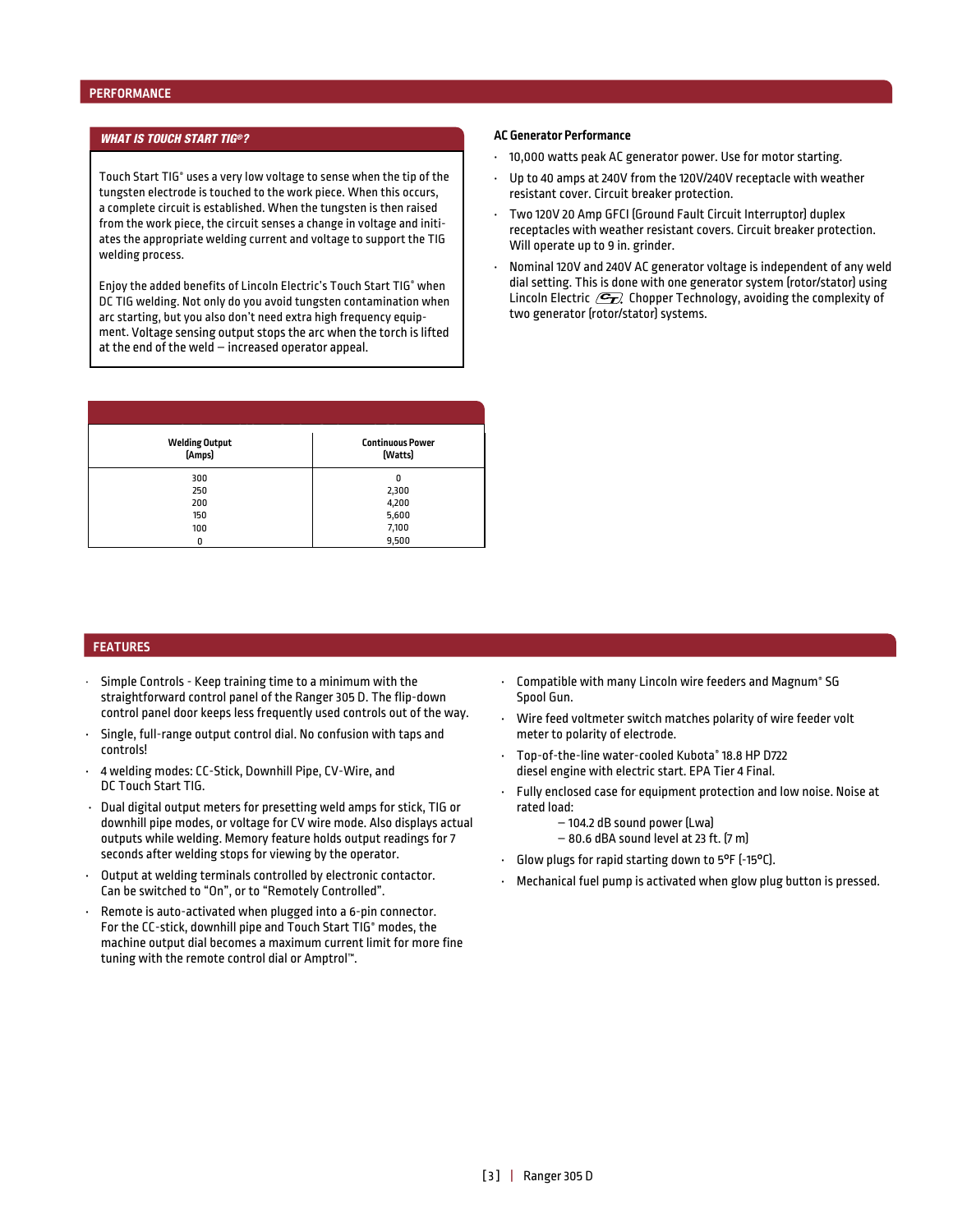## PERFORMANCE

### *WHAT IS TOUCH START TIG®?*

Touch Start TIG® uses a very low voltage to sense when the tip of the tungsten electrode is touched to the work piece. When this occurs, a complete circuit is established. When the tungsten is then raised from the work piece, the circuit senses a change in voltage and initiates the appropriate welding current and voltage to support the TIG welding process.

Enjoy the added benefits of Lincoln Electric's Touch Start TIG® when DC TIG welding. Not only do you avoid tungsten contamination when arc starting, but you also don't need extra high frequency equipment. Voltage sensing output stops the arc when the torch is lifted at the end of the weld – increased operator appeal.

| Welding Output (Amps) | Continuous Power (Watts) |
|---|---|
| 300 | 0 |
| 250 | 2,300 |
| 200 | 4,200 |
| 150 | 5,600 |
| 100 | 7,100 |
| 0 | 9,500 |

**AC Generator Performance**

- 10,000 watts peak AC generator power. Use for motor starting.
- Up to 40 amps at 240V from the 120V/240V receptacle with weather resistant cover. Circuit breaker protection.
- Two 120V 20 Amp GFCI (Ground Fault Circuit Interrupter) duplex receptacles with weather resistant covers. Circuit breaker protection. Will operate up to 9 in. grinder.
- Nominal 120V and 240V AC generator voltage is independent of any weld dial setting. This is done with one generator system (rotor/stator) using Lincoln Electric CT Chopper Technology, avoiding the complexity of two generator (rotor/stator) systems.

## FEATURES

- Simple Controls - Keep training time to a minimum with the straightforward control panel of the Ranger 305 D. The flip-down control panel door keeps less frequently used controls out of the way.
- Single, full-range output control dial. No confusion with taps and controls!
- 4 welding modes: CC-Stick, Downhill Pipe, CV-Wire, and DC Touch Start TIG.
- Dual digital output meters for presetting weld amps for stick, TIG or downhill pipe modes, or voltage for CV wire mode. Also displays actual outputs while welding. Memory feature holds output readings for 7 seconds after welding stops for viewing by the operator.
- Output at welding terminals controlled by electronic contactor. Can be switched to "On", or to "Remotely Controlled".
- Remote is auto-activated when plugged into a 6-pin connector. For the CC-stick, downhill pipe and Touch Start TIG® modes, the machine output dial becomes a maximum current limit for more fine tuning with the remote control dial or Amptrol™.
- Compatible with many Lincoln wire feeders and Magnum® SG Spool Gun.
- Wire feed voltmeter switch matches polarity of wire feeder volt meter to polarity of electrode.
- Top-of-the-line water-cooled Kubota® 18.8 HP D722 diesel engine with electric start. EPA Tier 4 Final.
- Fully enclosed case for equipment protection and low noise. Noise at rated load:
  - 104.2 dB sound power (Lwa)
  - 80.6 dBA sound level at 23 ft. (7 m)
- Glow plugs for rapid starting down to 5°F (-15°C).
- Mechanical fuel pump is activated when glow plug button is pressed.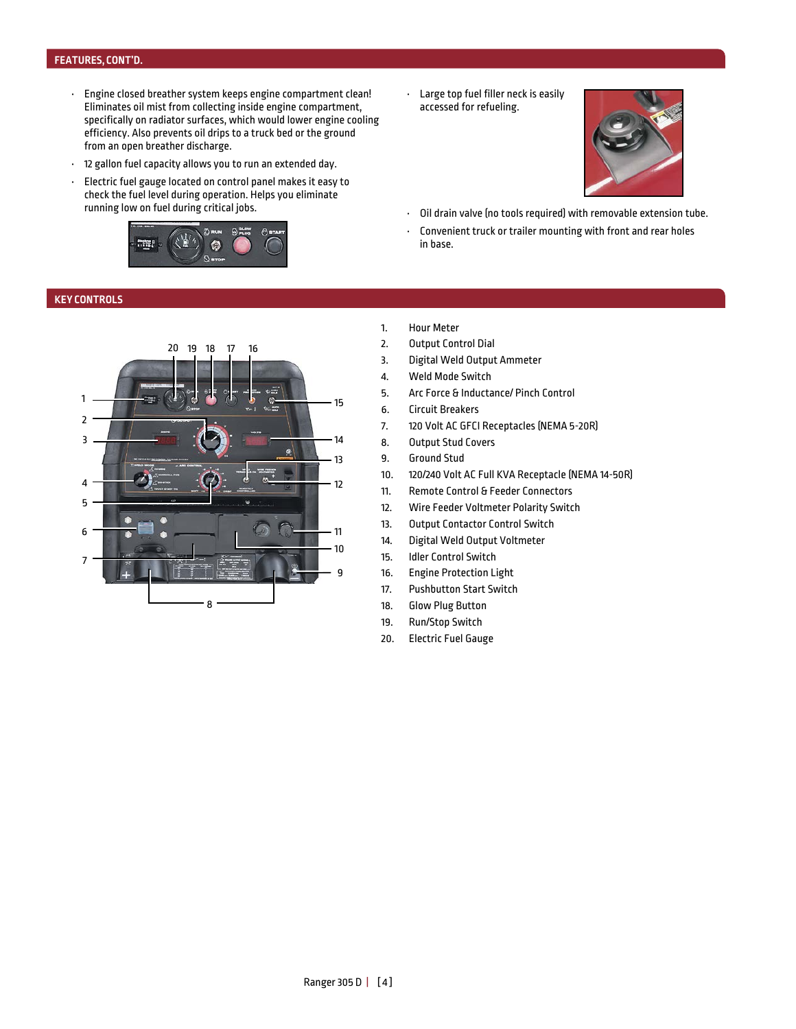## FEATURES, CONT'D.

- Engine closed breather system keeps engine compartment clean! Eliminates oil mist from collecting inside engine compartment, specifically on radiator surfaces, which would lower engine cooling efficiency. Also prevents oil drips to a truck bed or the ground from an open breather discharge.
- 12 gallon fuel capacity allows you to run an extended day.
- Electric fuel gauge located on control panel makes it easy to check the fuel level during operation. Helps you eliminate running low on fuel during critical jobs.
- Large top fuel filler neck is easily accessed for refueling.
- Oil drain valve (no tools required) with removable extension tube.
- Convenient truck or trailer mounting with front and rear holes in base.

## KEY CONTROLS

1. Hour Meter
2. Output Control Dial
3. Digital Weld Output Ammeter
4. Weld Mode Switch
5. Arc Force & Inductance/ Pinch Control
6. Circuit Breakers
7. 120 Volt AC GFCI Receptacles (NEMA 5-20R)
8. Output Stud Covers
9. Ground Stud
10. 120/240 Volt AC Full KVA Receptacle (NEMA 14-50R)
11. Remote Control & Feeder Connectors
12. Wire Feeder Voltmeter Polarity Switch
13. Output Contactor Control Switch
14. Digital Weld Output Voltmeter
15. Idler Control Switch
16. Engine Protection Light
17. Pushbutton Start Switch
18. Glow Plug Button
19. Run/Stop Switch
20. Electric Fuel Gauge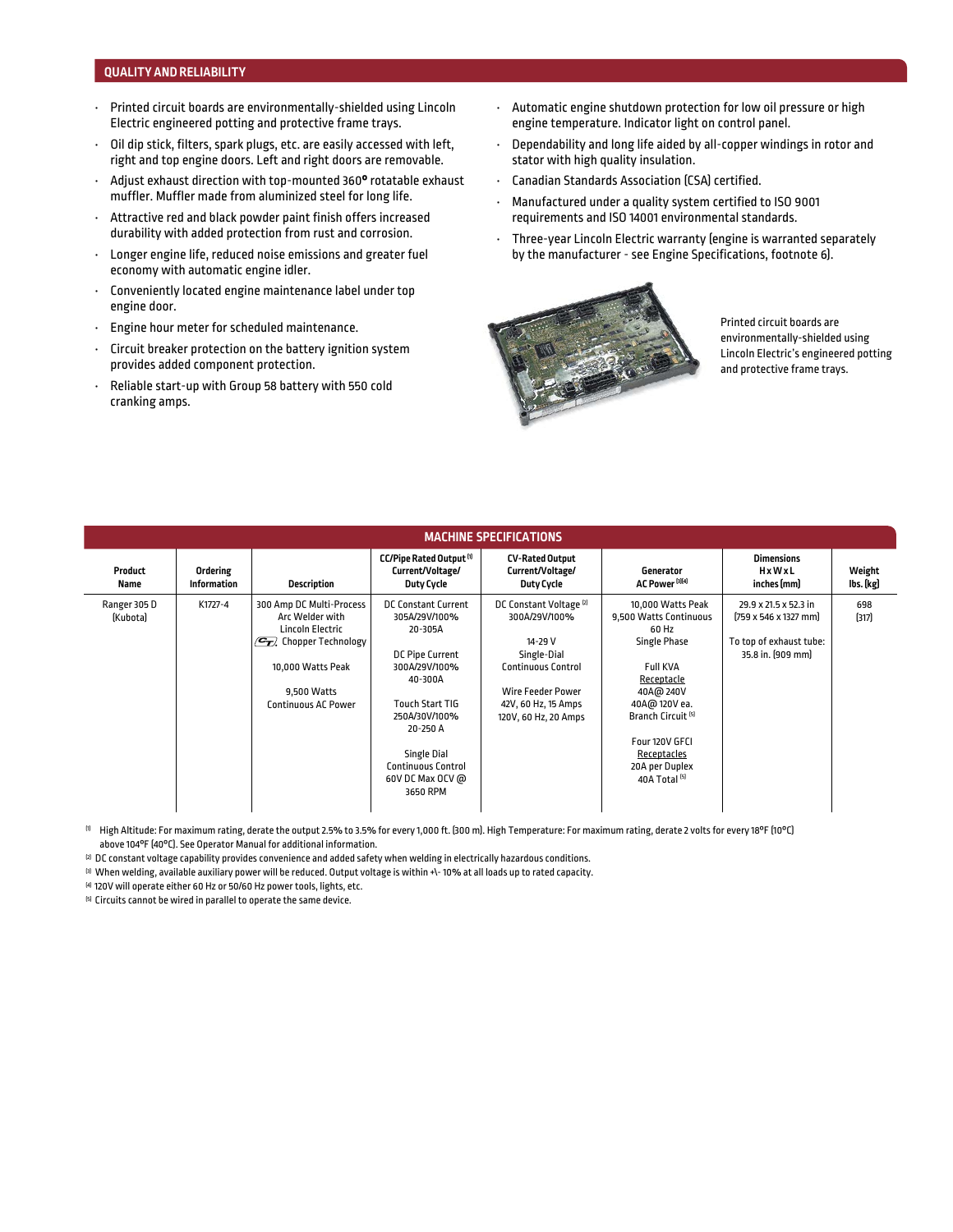## QUALITY AND RELIABILITY

- Printed circuit boards are environmentally-shielded using Lincoln Electric engineered potting and protective frame trays.
- Oil dip stick, filters, spark plugs, etc. are easily accessed with left, right and top engine doors. Left and right doors are removable.
- Adjust exhaust direction with top-mounted 360° rotatable exhaust muffler. Muffler made from aluminized steel for long life.
- Attractive red and black powder paint finish offers increased durability with added protection from rust and corrosion.
- Longer engine life, reduced noise emissions and greater fuel economy with automatic engine idler.
- Conveniently located engine maintenance label under top engine door.
- Engine hour meter for scheduled maintenance.
- Circuit breaker protection on the battery ignition system provides added component protection.
- Reliable start-up with Group 58 battery with 550 cold cranking amps.
- Automatic engine shutdown protection for low oil pressure or high engine temperature. Indicator light on control panel.
- Dependability and long life aided by all-copper windings in rotor and stator with high quality insulation.
- Canadian Standards Association (CSA) certified.
- Manufactured under a quality system certified to ISO 9001 requirements and ISO 14001 environmental standards.
- Three-year Lincoln Electric warranty (engine is warranted separately by the manufacturer - see Engine Specifications, footnote 6).

Printed circuit boards are environmentally-shielded using Lincoln Electric's engineered potting and protective frame trays.

## MACHINE SPECIFICATIONS

| Product Name | Ordering Information | Description | CC/Pipe Rated Output [1] Current/Voltage/ Duty Cycle | CV-Rated Output Current/Voltage/ Duty Cycle | Generator AC Power [3][4] | Dimensions H x W x L inches (mm) | Weight lbs. (kg) |
|---|---|---|---|---|---|---|---|
| Ranger 305 D (Kubota) | K1727-4 | 300 Amp DC Multi-Process Arc Welder with Lincoln Electric CT Chopper Technology<br><br>10,000 Watts Peak<br><br>9,500 Watts Continuous AC Power | DC Constant Current 305A/29V/100% 20-305A<br><br>DC Pipe Current 300A/29V/100% 40-300A<br><br>Touch Start TIG 250A/30V/100% 20-250 A<br><br>Single Dial Continuous Control 60V DC Max OCV @ 3650 RPM | DC Constant Voltage [2] 300A/29V/100%<br><br>14-29 V Single-Dial Continuous Control<br><br>Wire Feeder Power 42V, 60 Hz, 15 Amps 120V, 60 Hz, 20 Amps | 10,000 Watts Peak 9,500 Watts Continuous 60 Hz Single Phase<br><br>Full KVA Receptacle 40A@ 240V 40A@ 120V ea. Branch Circuit [5]<br><br>Four 120V GFCI Receptacles 20A per Duplex 40A Total [5] | 29.9 x 21.5 x 52.3 in (759 x 546 x 1327 mm)<br><br>To top of exhaust tube: 35.8 in. (909 mm) | 698 (317) |

[1] High Altitude: For maximum rating, derate the output 2.5% to 3.5% for every 1,000 ft. (300 m). High Temperature: For maximum rating, derate 2 volts for every 18°F (10°C) above 104°F (40°C). See Operator Manual for additional information.

[2] DC constant voltage capability provides convenience and added safety when welding in electrically hazardous conditions.

[3] When welding, available auxiliary power will be reduced. Output voltage is within +\- 10% at all loads up to rated capacity.

[4] 120V will operate either 60 Hz or 50/60 Hz power tools, lights, etc.

[5] Circuits cannot be wired in parallel to operate the same device.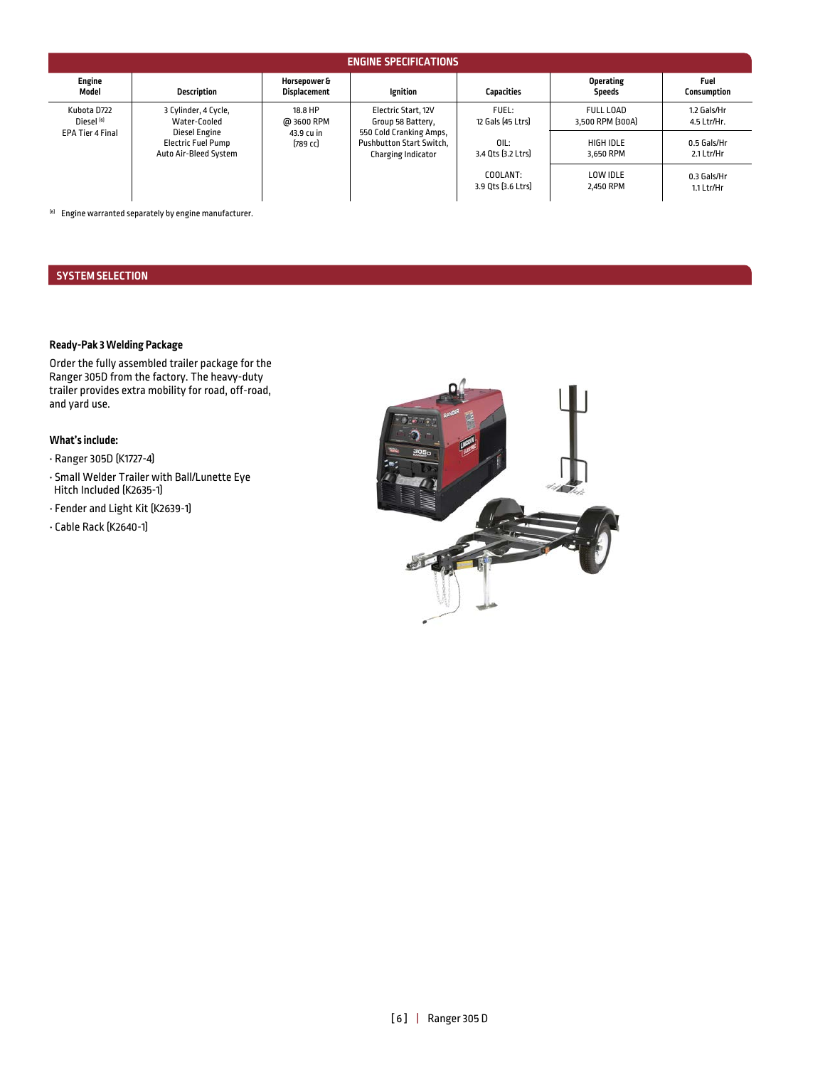## ENGINE SPECIFICATIONS

| Engine Model | Description | Horsepower & Displacement | Ignition | Capacities | Operating Speeds | Fuel Consumption |
|---|---|---|---|---|---|---|
| Kubota D722 Diesel [6] EPA Tier 4 Final | 3 Cylinder, 4 Cycle, Water-Cooled Diesel Engine Electric Fuel Pump Auto Air-Bleed System | 18.8 HP @ 3600 RPM 43.9 cu in (789 cc) | Electric Start, 12V Group 58 Battery, 550 Cold Cranking Amps, Pushbutton Start Switch, Charging Indicator | FUEL: 12 Gals (45 Ltrs) | FULL LOAD 3,500 RPM (300A) | 1.2 Gals/Hr 4.5 Ltr/Hr. |
| | | | | OIL: 3.4 Qts (3.2 Ltrs) | HIGH IDLE 3,650 RPM | 0.5 Gals/Hr 2.1 Ltr/Hr |
| | | | | COOLANT: 3.9 Qts (3.6 Ltrs) | LOW IDLE 2,450 RPM | 0.3 Gals/Hr 1.1 Ltr/Hr |

[6] Engine warranted separately by engine manufacturer.

## SYSTEM SELECTION

### Ready-Pak 3 Welding Package

Order the fully assembled trailer package for the Ranger 305D from the factory. The heavy-duty trailer provides extra mobility for road, off-road, and yard use.

### What's include:

- Ranger 305D (K1727-4)
- Small Welder Trailer with Ball/Lunette Eye Hitch Included (K2635-1)
- Fender and Light Kit (K2639-1)
- Cable Rack (K2640-1)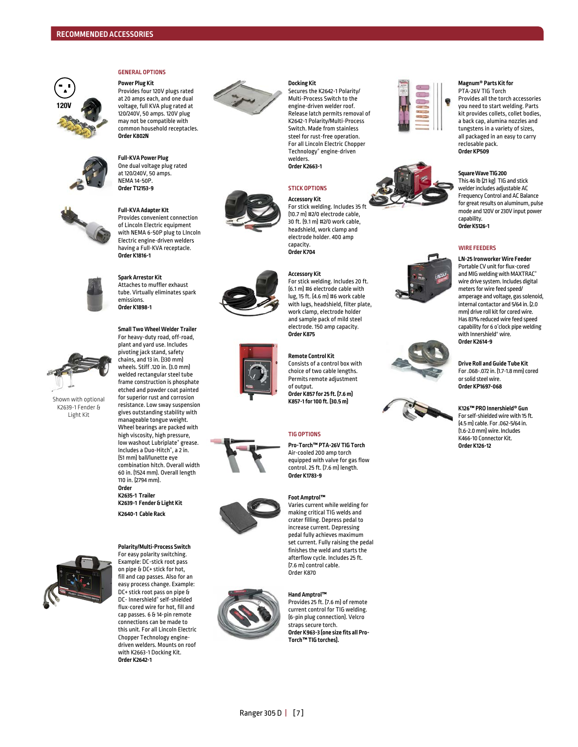## RECOMMENDED ACCESSORIES

### GENERAL OPTIONS

**Power Plug Kit**
Provides four 120V plugs rated at 20 amps each, and one dual voltage, full KVA plug rated at 120/240V, 50 amps. 120V plug may not be compatible with common household receptacles.
**Order K802N**

**Full-KVA Power Plug**
One dual voltage plug rated at 120/240V, 50 amps. NEMA 14-50P.
**Order T12153-9**

**Full-KVA Adapter KIt**
Provides convenient connection of Lincoln Electric equipment with NEMA 6-50P plug to LIncoln Electric engine-driven welders having a Full-KVA receptacle.
**Order K1816-1**

**Spark Arrestor Kit**
Attaches to muffler exhaust tube. Virtually eliminates spark emissions.
**Order K1898-1**

**Small Two Wheel Welder Trailer**
For heavy-duty road, off-road, plant and yard use. Includes pivoting jack stand, safety chains, and 13 in. (330 mm) wheels. Stiff .120 in. (3.0 mm) welded rectangular steel tube frame construction is phosphate etched and powder coat painted for superior rust and corrosion resistance. Low sway suspension gives outstanding stability with manageable tongue weight. Wheel bearings are packed with high viscosity, high pressure, low washout Lubriplate® grease. Includes a Duo-Hitch®, a 2 in. (51 mm) ball/lunette eye combination hitch. Overall width 60 in. (1524 mm). Overall length 110 in. (2794 mm).
**Order**
**K2635-1 Trailer**
**K2639-1 Fender & Light Kit**
**K2640-1 Cable Rack**

Shown with optional K2639-1 Fender & Light Kit

**Polarity/Multi-Process Switch**
For easy polarity switching. Example: DC-stick root pass on pipe & DC+ stick for hot, fill and cap passes. Also for an easy process change. Example: DC+ stick root pass on pipe & DC- Innershield® self-shielded flux-cored wire for hot, fill and cap passes. 6 & 14-pin remote connections can be made to this unit. For all Lincoln Electric Chopper Technology engine-driven welders. Mounts on roof with K2663-1 Docking Kit.
**Order K2642-1**

**Docking Kit**
Secures the K2642-1 Polarity/Multi-Process Switch to the engine-driven welder roof. Release latch permits removal of K2642-1 Polarity/Multi-Process Switch. Made from stainless steel for rust-free operation. For all Lincoln Electric Chopper Technology® engine-driven welders.
**Order K2663-1**

### STICK OPTIONS

**Accessory Kit**
For stick welding. Includes 35 ft (10.7 m) #2/0 electrode cable, 30 ft. (9.1 m) #2/0 work cable, headshield, work clamp and electrode holder. 400 amp capacity.
**Order K704**

**Accessory Kit**
For stick welding. Includes 20 ft. (6.1 m) #6 electrode cable with lug, 15 ft. (4.6 m) #6 work cable with lugs, headshield, filter plate, work clamp, electrode holder and sample pack of mild steel electrode. 150 amp capacity.
**Order K875**

**Remote Control Kit**
Consists of a control box with choice of two cable lengths. Permits remote adjustment of output.
**Order K857 for 25 ft. (7.6 m)**
**K857-1 for 100 ft. (30.5 m)**

### TIG OPTIONS

**Pro-Torch™ PTA-26V TIG Torch**
Air-cooled 200 amp torch equipped with valve for gas flow control. 25 ft. (7.6 m) length.
**Order K1783-9**

**Foot Amptrol™**
Varies current while welding for making critical TIG welds and crater filling. Depress pedal to increase current. Depressing pedal fully achieves maximum set current. Fully raising the pedal finishes the weld and starts the afterflow cycle. Includes 25 ft. (7.6 m) control cable.
Order K870

**Hand Amptrol™**
Provides 25 ft. (7.6 m) of remote current control for TIG welding. (6-pin plug connection). Velcro straps secure torch.
**Order K963-3 (one size fits all Pro-Torch™ TIG torches).**

**Magnum® Parts Kit for**
PTA-26V TIG Torch
Provides all the torch accessories you need to start welding. Parts kit provides collets, collet bodies, a back cap, alumina nozzles and tungstens in a variety of sizes, all packaged in an easy to carry reclosable pack.
**Order KP509**

**Square Wave TIG 200**
This 46 lb (21 kg) TIG and stick welder includes adjustable AC Frequency Control and AC Balance for great results on aluminum, pulse mode and 120V or 230V input power capability.
**Order K5126-1**

### WIRE FEEDERS

**LN-25 Ironworker Wire Feeder**
Portable CV unit for flux-cored and MIG welding with MAXTRAC® wire drive system. Includes digital meters for wire feed speed/amperage and voltage, gas solenoid, internal contactor and 5/64 in. (2.0 mm) drive roll kit for cored wire. Has 83% reduced wire feed speed capability for 6 o'clock pipe welding with Innershield® wire.
**Order K2614-9**

**Drive Roll and Guide Tube Kit**
For .068-.072 in. (1.7-1.8 mm) cored or solid steel wire.
**Order KP1697-068**

**K126™ PRO Innershield® Gun**
For self-shielded wire with 15 ft. (4.5 m) cable. For .062-5/64 in. (1.6-2.0 mm) wire. Includes K466-10 Connector Kit.
**Order K126-12**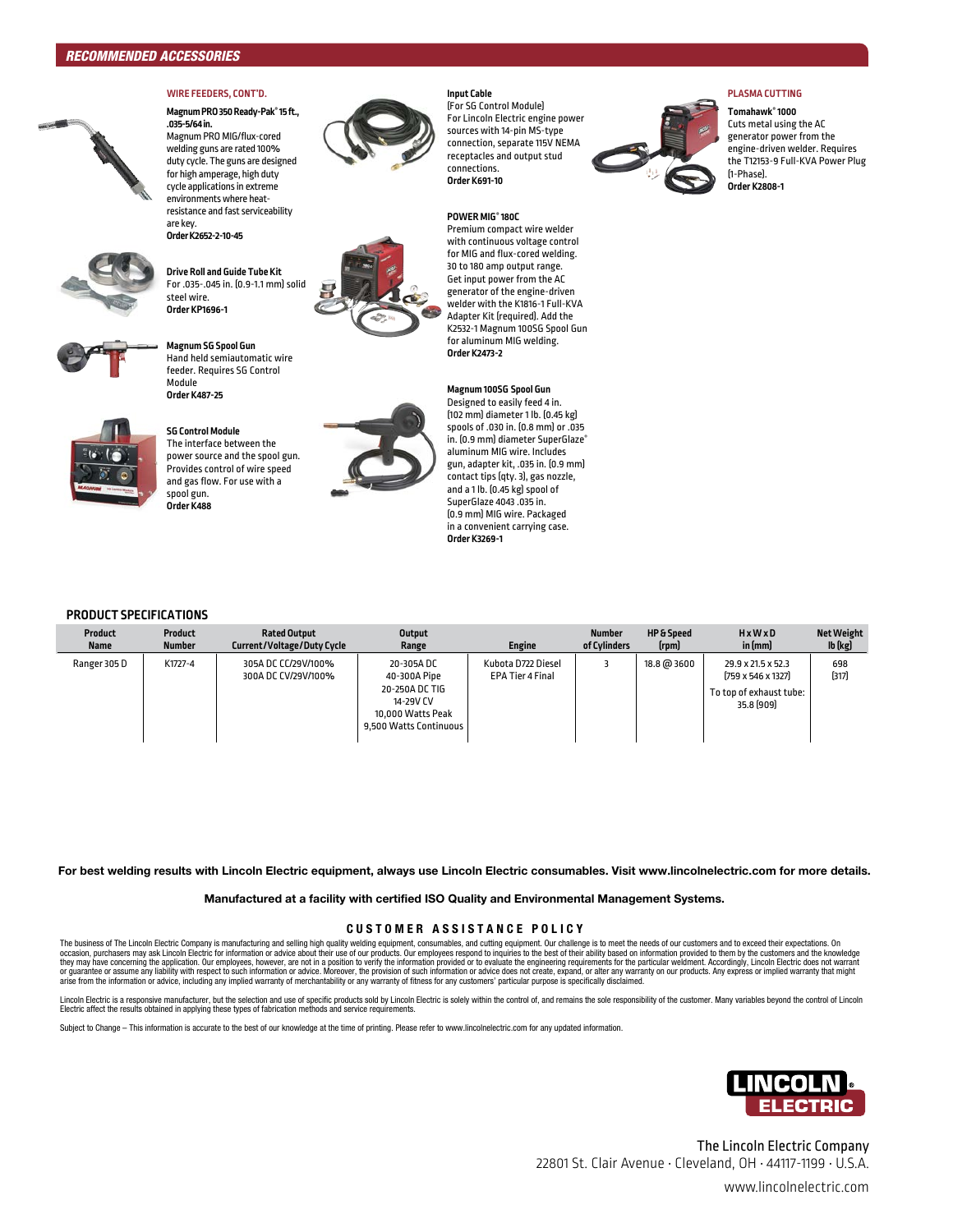## RECOMMENDED ACCESSORIES

### WIRE FEEDERS, CONT'D.

**Magnum PRO 350 Ready-Pak® 15 ft., .035-5/64 in.**
Magnum PRO MIG/flux-cored welding guns are rated 100% duty cycle. The guns are designed for high amperage, high duty cycle applications in extreme environments where heat-resistance and fast serviceability are key.
**Order K2652-2-10-45**

**Drive Roll and Guide Tube Kit**
For .035-.045 in. (0.9-1.1 mm) solid steel wire.
**Order KP1696-1**

**Magnum SG Spool Gun**
Hand held semiautomatic wire feeder. Requires SG Control Module
**Order K487-25**

**SG Control Module**
The interface between the power source and the spool gun. Provides control of wire speed and gas flow. For use with a spool gun.
**Order K488**

**Input Cable**
(For SG Control Module)
For Lincoln Electric engine power sources with 14-pin MS-type connection, separate 115V NEMA receptacles and output stud connections.
**Order K691-10**

**POWER MIG® 180C**
Premium compact wire welder with continuous voltage control for MIG and flux-cored welding. 30 to 180 amp output range. Get input power from the AC generator of the engine-driven welder with the K1816-1 Full-KVA Adapter Kit (required). Add the K2532-1 Magnum 100SG Spool Gun for aluminum MIG welding.
**Order K2473-2**

**Magnum 100SG Spool Gun**
Designed to easily feed 4 in. (102 mm) diameter 1 lb. (0.45 kg) spools of .030 in. (0.8 mm) or .035 in. (0.9 mm) diameter SuperGlaze® aluminum MIG wire. Includes gun, adapter kit, .035 in. (0.9 mm) contact tips (qty. 3), gas nozzle, and a 1 lb. (0.45 kg) spool of SuperGlaze 4043 .035 in. (0.9 mm) MIG wire. Packaged in a convenient carrying case.
**Order K3269-1**

### PLASMA CUTTING

**Tomahawk® 1000**
Cuts metal using the AC generator power from the engine-driven welder. Requires the T12153-9 Full-KVA Power Plug (1-Phase).
**Order K2808-1**

## PRODUCT SPECIFICATIONS

| Product Name | Product Number | Rated Output Current/Voltage/Duty Cycle | Output Range | Engine | Number of Cylinders | HP & Speed (rpm) | H x W x D in (mm) | Net Weight lb (kg) |
|---|---|---|---|---|---|---|---|---|
| Ranger 305 D | K1727-4 | 305A DC CC/29V/100%<br>300A DC CV/29V/100% | 20-305A DC<br>40-300A Pipe<br>20-250A DC TIG<br>14-29V CV<br>10,000 Watts Peak<br>9,500 Watts Continuous | Kubota D722 Diesel<br>EPA Tier 4 Final | 3 | 18.8 @ 3600 | 29.9 x 21.5 x 52.3<br>(759 x 546 x 1327)<br>To top of exhaust tube: 35.8 (909) | 698<br>(317) |

**For best welding results with Lincoln Electric equipment, always use Lincoln Electric consumables. Visit www.lincolnelectric.com for more details.**

**Manufactured at a facility with certified ISO Quality and Environmental Management Systems.**

### CUSTOMER ASSISTANCE POLICY

The business of The Lincoln Electric Company is manufacturing and selling high quality welding equipment, consumables, and cutting equipment. Our challenge is to meet the needs of our customers and to exceed their expectations. On occasion, purchasers may ask Lincoln Electric for information or advice about their use of our products. Our employees respond to inquiries to the best of their ability based on information provided to them by the customers and the knowledge they may have concerning the application. Our employees, however, are not in a position to verify the information provided or to evaluate the engineering requirements for the particular weldment. Accordingly, Lincoln Electric does not warrant or guarantee or assume any liability with respect to such information or advice. Moreover, the provision of such information or advice does not create, expand, or alter any warranty on our products. Any express or implied warranty that might arise from the information or advice, including any implied warranty of merchantability or any warranty of fitness for any customers' particular purpose is specifically disclaimed.

Lincoln Electric is a responsive manufacturer, but the selection and use of specific products sold by Lincoln Electric is solely within the control of, and remains the sole responsibility of the customer. Many variables beyond the control of Lincoln Electric affect the results obtained in applying these types of fabrication methods and service requirements.

Subject to Change – This information is accurate to the best of our knowledge at the time of printing. Please refer to www.lincolnelectric.com for any updated information.

LINCOLN ELECTRIC

The Lincoln Electric Company
22801 St. Clair Avenue · Cleveland, OH · 44117-1199 · U.S.A.
www.lincolnelectric.com